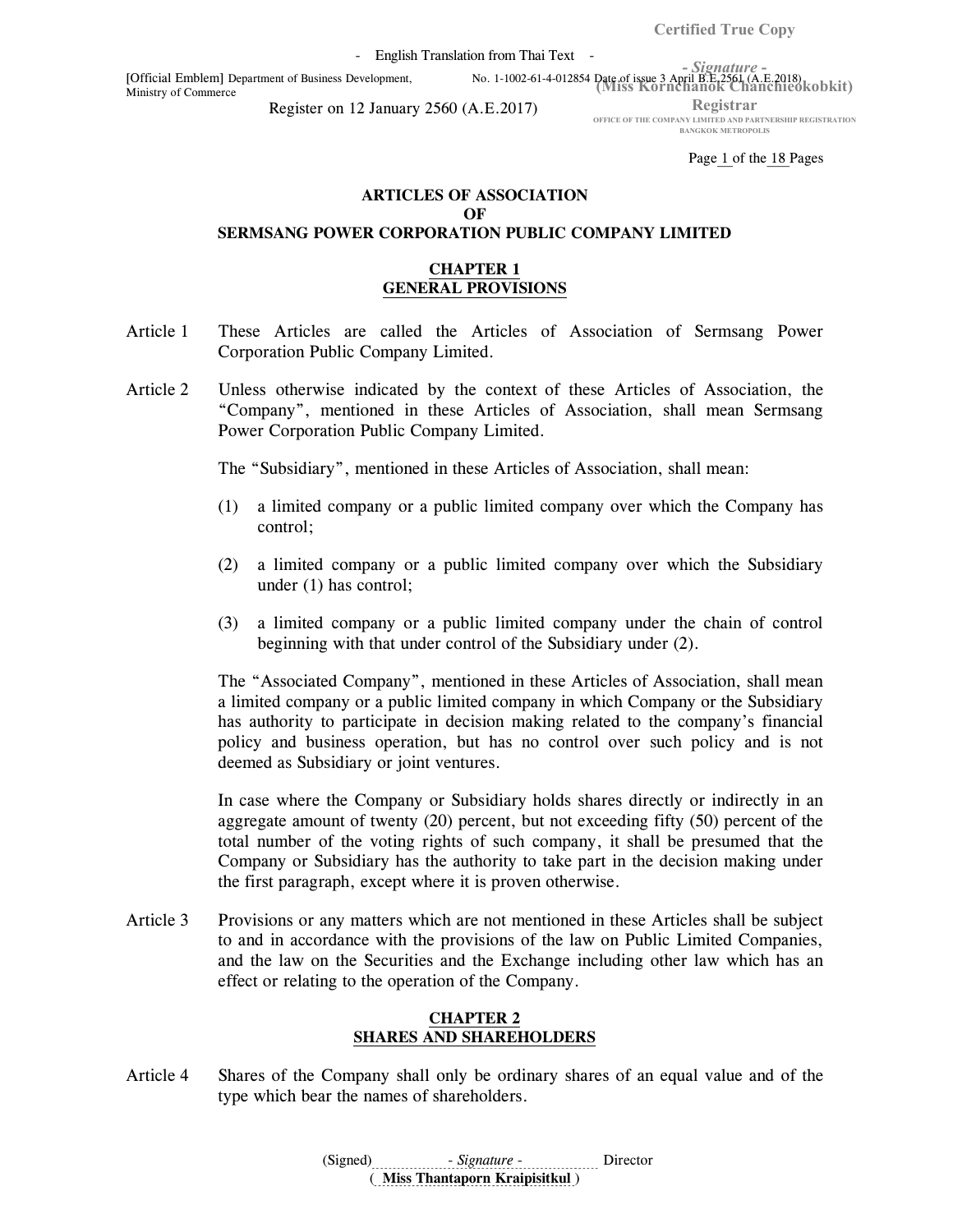Certified True Copy

- English Translation from Thai Text -

[Official Emblem] Department of Business Development, Ministry of Commerce

No. 1-1002-61-4-012854 Date of issue 3 April B.E.2561 (A.E.2018)

- *Signature* -
(Miss Kornchanok Chanchieokobkit)
Registrar
OFFICE OF THE COMPANY LIMITED AND PARTNERSHIP REGISTRATION BANGKOK METROPOLIS

Register on 12 January 2560 (A.E.2017)

# ARTICLES OF ASSOCIATION OF SERMSANG POWER CORPORATION PUBLIC COMPANY LIMITED

## CHAPTER 1 GENERAL PROVISIONS

Article 1 These Articles are called the Articles of Association of Sermsang Power Corporation Public Company Limited.

Article 2 Unless otherwise indicated by the context of these Articles of Association, the "Company", mentioned in these Articles of Association, shall mean Sermsang Power Corporation Public Company Limited.

The "Subsidiary", mentioned in these Articles of Association, shall mean:

(1) a limited company or a public limited company over which the Company has control;

(2) a limited company or a public limited company over which the Subsidiary under (1) has control;

(3) a limited company or a public limited company under the chain of control beginning with that under control of the Subsidiary under (2).

The "Associated Company", mentioned in these Articles of Association, shall mean a limited company or a public limited company in which Company or the Subsidiary has authority to participate in decision making related to the company's financial policy and business operation, but has no control over such policy and is not deemed as Subsidiary or joint ventures.

In case where the Company or Subsidiary holds shares directly or indirectly in an aggregate amount of twenty (20) percent, but not exceeding fifty (50) percent of the total number of the voting rights of such company, it shall be presumed that the Company or Subsidiary has the authority to take part in the decision making under the first paragraph, except where it is proven otherwise.

Article 3 Provisions or any matters which are not mentioned in these Articles shall be subject to and in accordance with the provisions of the law on Public Limited Companies, and the law on the Securities and the Exchange including other law which has an effect or relating to the operation of the Company.

## CHAPTER 2 SHARES AND SHAREHOLDERS

Article 4 Shares of the Company shall only be ordinary shares of an equal value and of the type which bear the names of shareholders.

(Signed) - *Signature* - Director
( Miss Thantaporn Kraipisitkul )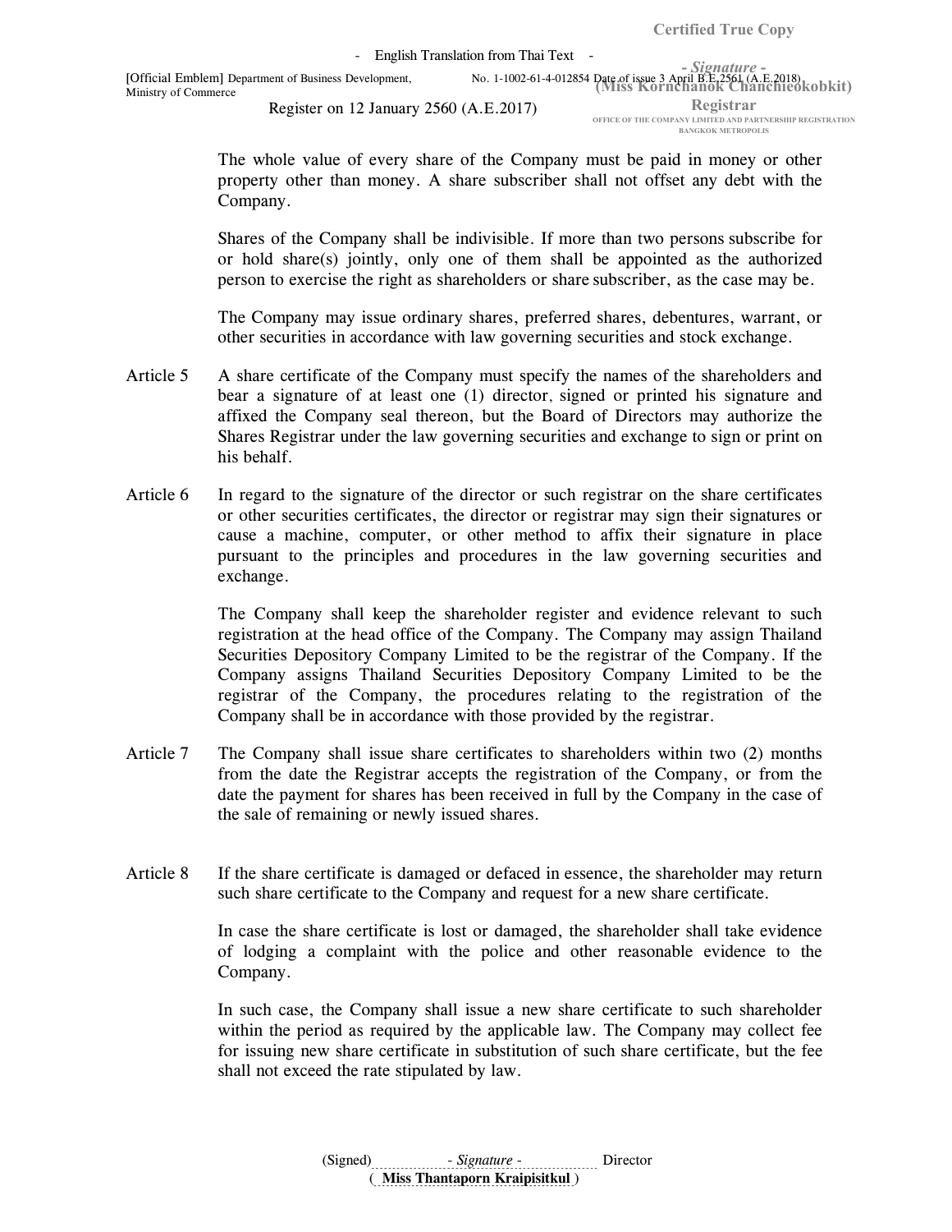The whole value of every share of the Company must be paid in money or other property other than money. A share subscriber shall not offset any debt with the Company.

Shares of the Company shall be indivisible. If more than two persons subscribe for or hold share(s) jointly, only one of them shall be appointed as the authorized person to exercise the right as shareholders or share subscriber, as the case may be.

The Company may issue ordinary shares, preferred shares, debentures, warrant, or other securities in accordance with law governing securities and stock exchange.

Article 5 A share certificate of the Company must specify the names of the shareholders and bear a signature of at least one (1) director, signed or printed his signature and affixed the Company seal thereon, but the Board of Directors may authorize the Shares Registrar under the law governing securities and exchange to sign or print on his behalf.

Article 6 In regard to the signature of the director or such registrar on the share certificates or other securities certificates, the director or registrar may sign their signatures or cause a machine, computer, or other method to affix their signature in place pursuant to the principles and procedures in the law governing securities and exchange.

The Company shall keep the shareholder register and evidence relevant to such registration at the head office of the Company. The Company may assign Thailand Securities Depository Company Limited to be the registrar of the Company. If the Company assigns Thailand Securities Depository Company Limited to be the registrar of the Company, the procedures relating to the registration of the Company shall be in accordance with those provided by the registrar.

Article 7 The Company shall issue share certificates to shareholders within two (2) months from the date the Registrar accepts the registration of the Company, or from the date the payment for shares has been received in full by the Company in the case of the sale of remaining or newly issued shares.

Article 8 If the share certificate is damaged or defaced in essence, the shareholder may return such share certificate to the Company and request for a new share certificate.

In case the share certificate is lost or damaged, the shareholder shall take evidence of lodging a complaint with the police and other reasonable evidence to the Company.

In such case, the Company shall issue a new share certificate to such shareholder within the period as required by the applicable law. The Company may collect fee for issuing new share certificate in substitution of such share certificate, but the fee shall not exceed the rate stipulated by law.

(Signed) *- Signature -* Director
( **Miss Thantaporn Kraipisitkul** )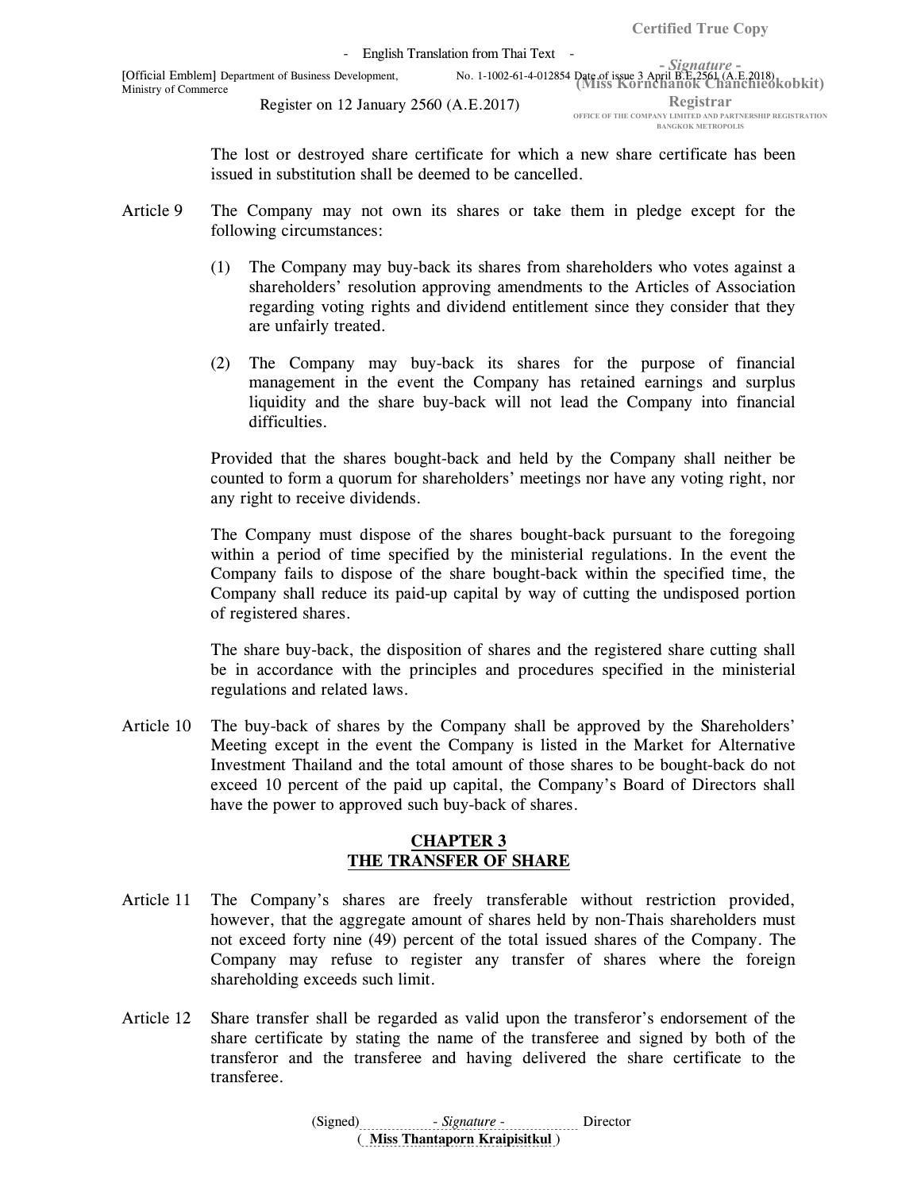The lost or destroyed share certificate for which a new share certificate has been issued in substitution shall be deemed to be cancelled.

Article 9 The Company may not own its shares or take them in pledge except for the following circumstances:

(1) The Company may buy-back its shares from shareholders who votes against a shareholders' resolution approving amendments to the Articles of Association regarding voting rights and dividend entitlement since they consider that they are unfairly treated.

(2) The Company may buy-back its shares for the purpose of financial management in the event the Company has retained earnings and surplus liquidity and the share buy-back will not lead the Company into financial difficulties.

Provided that the shares bought-back and held by the Company shall neither be counted to form a quorum for shareholders' meetings nor have any voting right, nor any right to receive dividends.

The Company must dispose of the shares bought-back pursuant to the foregoing within a period of time specified by the ministerial regulations. In the event the Company fails to dispose of the share bought-back within the specified time, the Company shall reduce its paid-up capital by way of cutting the undisposed portion of registered shares.

The share buy-back, the disposition of shares and the registered share cutting shall be in accordance with the principles and procedures specified in the ministerial regulations and related laws.

Article 10 The buy-back of shares by the Company shall be approved by the Shareholders' Meeting except in the event the Company is listed in the Market for Alternative Investment Thailand and the total amount of those shares to be bought-back do not exceed 10 percent of the paid up capital, the Company's Board of Directors shall have the power to approved such buy-back of shares.

## CHAPTER 3
## THE TRANSFER OF SHARE

Article 11 The Company's shares are freely transferable without restriction provided, however, that the aggregate amount of shares held by non-Thais shareholders must not exceed forty nine (49) percent of the total issued shares of the Company. The Company may refuse to register any transfer of shares where the foreign shareholding exceeds such limit.

Article 12 Share transfer shall be regarded as valid upon the transferor's endorsement of the share certificate by stating the name of the transferee and signed by both of the transferor and the transferee and having delivered the share certificate to the transferee.

(Signed) *- Signature -* Director
( **Miss Thantaporn Kraipisitkul** )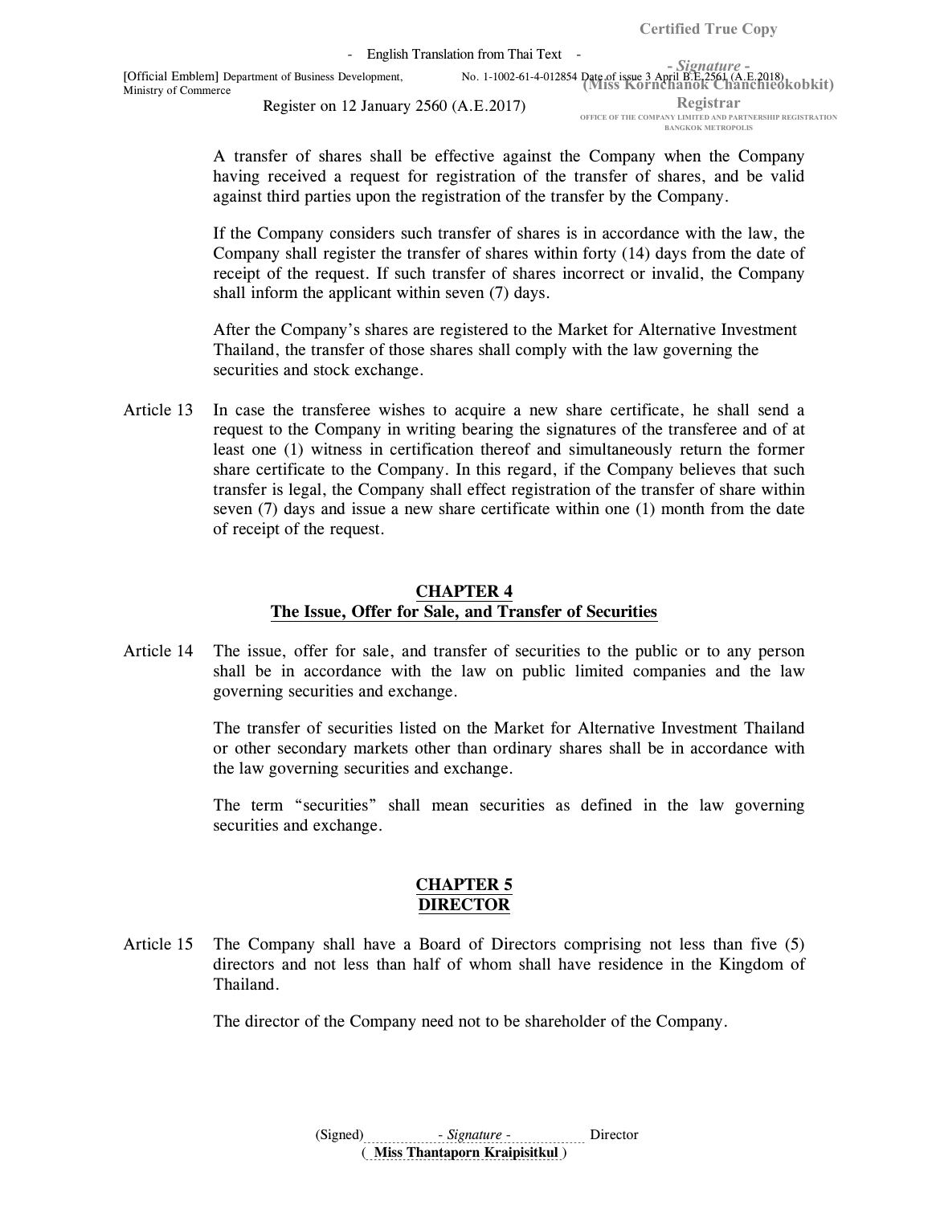A transfer of shares shall be effective against the Company when the Company having received a request for registration of the transfer of shares, and be valid against third parties upon the registration of the transfer by the Company.

If the Company considers such transfer of shares is in accordance with the law, the Company shall register the transfer of shares within forty (14) days from the date of receipt of the request. If such transfer of shares incorrect or invalid, the Company shall inform the applicant within seven (7) days.

After the Company's shares are registered to the Market for Alternative Investment Thailand, the transfer of those shares shall comply with the law governing the securities and stock exchange.

Article 13 In case the transferee wishes to acquire a new share certificate, he shall send a request to the Company in writing bearing the signatures of the transferee and of at least one (1) witness in certification thereof and simultaneously return the former share certificate to the Company. In this regard, if the Company believes that such transfer is legal, the Company shall effect registration of the transfer of share within seven (7) days and issue a new share certificate within one (1) month from the date of receipt of the request.

## CHAPTER 4
## The Issue, Offer for Sale, and Transfer of Securities

Article 14 The issue, offer for sale, and transfer of securities to the public or to any person shall be in accordance with the law on public limited companies and the law governing securities and exchange.

The transfer of securities listed on the Market for Alternative Investment Thailand or other secondary markets other than ordinary shares shall be in accordance with the law governing securities and exchange.

The term "securities" shall mean securities as defined in the law governing securities and exchange.

## CHAPTER 5
## DIRECTOR

Article 15 The Company shall have a Board of Directors comprising not less than five (5) directors and not less than half of whom shall have residence in the Kingdom of Thailand.

The director of the Company need not to be shareholder of the Company.

(Signed) - *Signature* - Director
( **Miss Thantaporn Kraipisitkul** )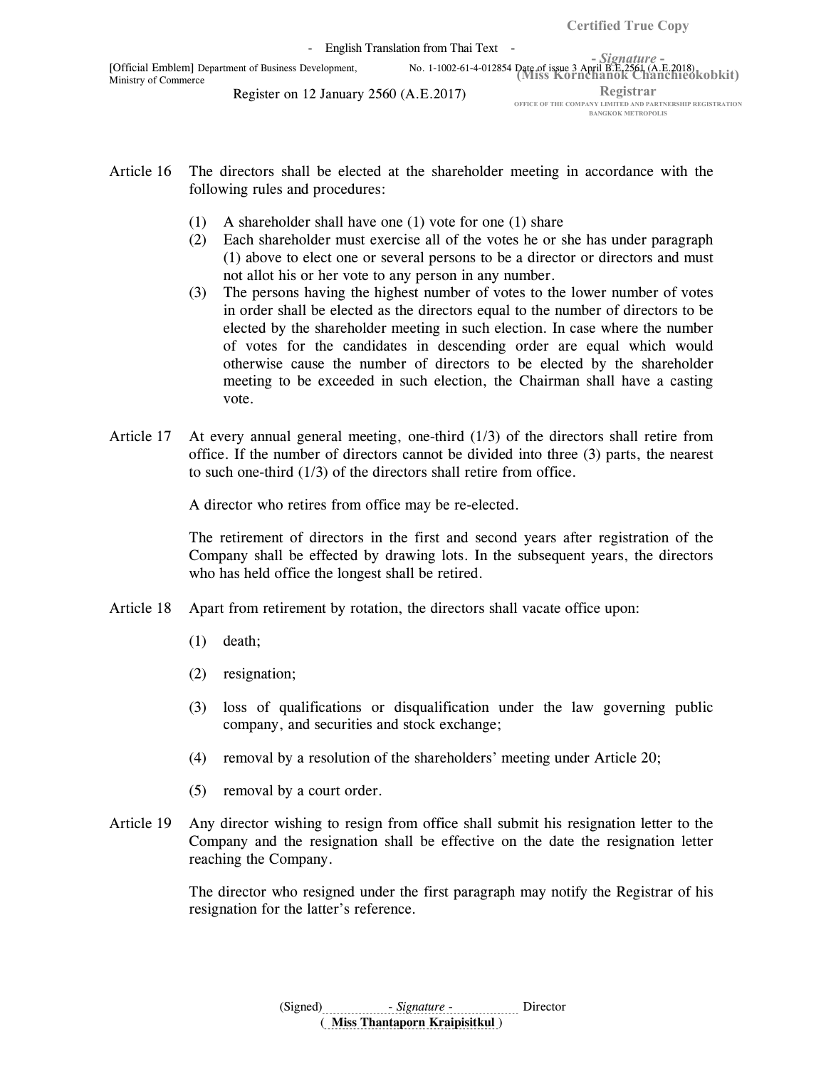Article 16 The directors shall be elected at the shareholder meeting in accordance with the following rules and procedures:

(1) A shareholder shall have one (1) vote for one (1) share

(2) Each shareholder must exercise all of the votes he or she has under paragraph (1) above to elect one or several persons to be a director or directors and must not allot his or her vote to any person in any number.

(3) The persons having the highest number of votes to the lower number of votes in order shall be elected as the directors equal to the number of directors to be elected by the shareholder meeting in such election. In case where the number of votes for the candidates in descending order are equal which would otherwise cause the number of directors to be elected by the shareholder meeting to be exceeded in such election, the Chairman shall have a casting vote.

Article 17 At every annual general meeting, one-third (1/3) of the directors shall retire from office. If the number of directors cannot be divided into three (3) parts, the nearest to such one-third (1/3) of the directors shall retire from office.

A director who retires from office may be re-elected.

The retirement of directors in the first and second years after registration of the Company shall be effected by drawing lots. In the subsequent years, the directors who has held office the longest shall be retired.

Article 18 Apart from retirement by rotation, the directors shall vacate office upon:

(1) death;

(2) resignation;

(3) loss of qualifications or disqualification under the law governing public company, and securities and stock exchange;

(4) removal by a resolution of the shareholders' meeting under Article 20;

(5) removal by a court order.

Article 19 Any director wishing to resign from office shall submit his resignation letter to the Company and the resignation shall be effective on the date the resignation letter reaching the Company.

The director who resigned under the first paragraph may notify the Registrar of his resignation for the latter's reference.

(Signed) - *Signature* - Director
( **Miss Thantaporn Kraipisitkul** )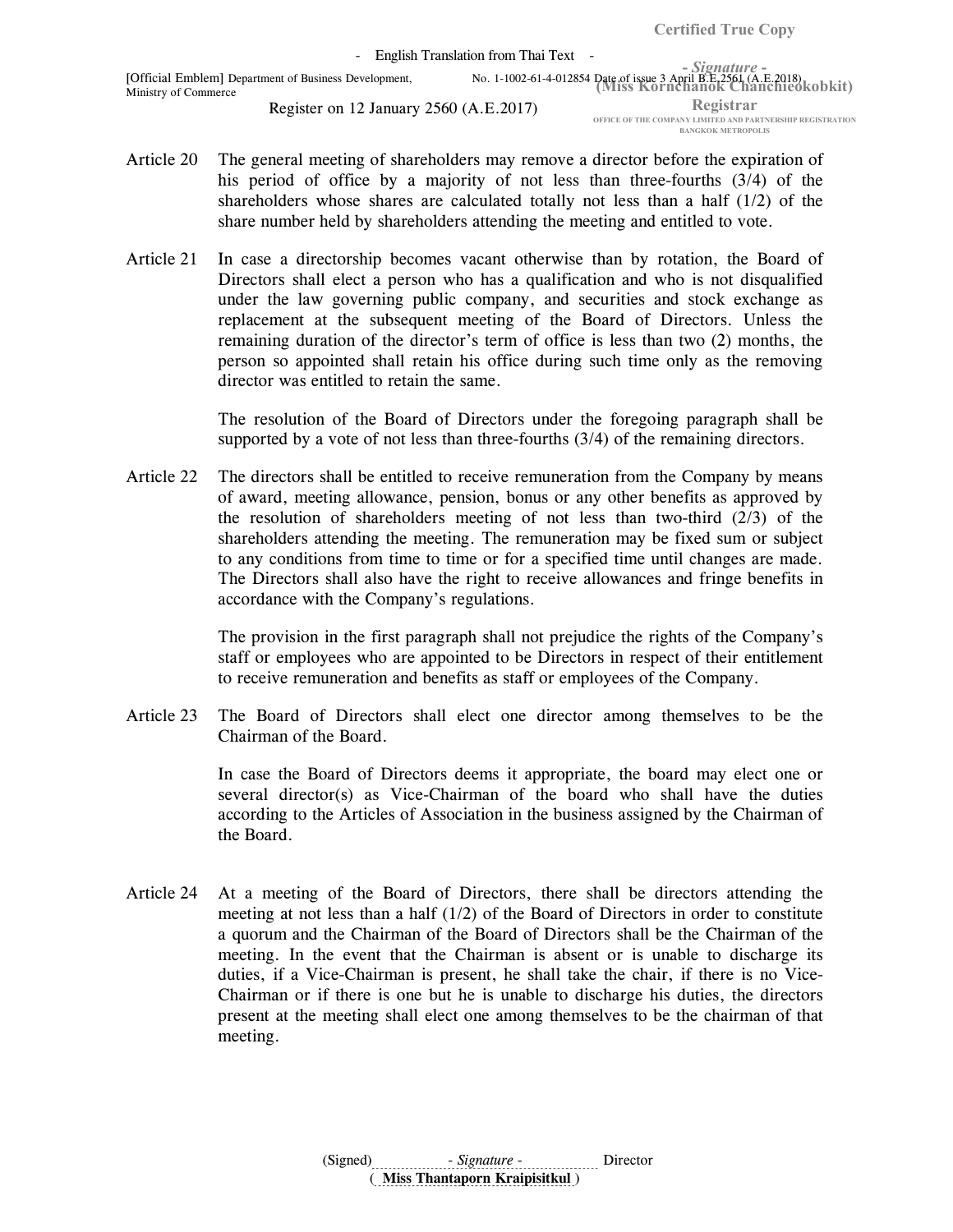Article 20 The general meeting of shareholders may remove a director before the expiration of his period of office by a majority of not less than three-fourths (3/4) of the shareholders whose shares are calculated totally not less than a half (1/2) of the share number held by shareholders attending the meeting and entitled to vote.

Article 21 In case a directorship becomes vacant otherwise than by rotation, the Board of Directors shall elect a person who has a qualification and who is not disqualified under the law governing public company, and securities and stock exchange as replacement at the subsequent meeting of the Board of Directors. Unless the remaining duration of the director's term of office is less than two (2) months, the person so appointed shall retain his office during such time only as the removing director was entitled to retain the same.

The resolution of the Board of Directors under the foregoing paragraph shall be supported by a vote of not less than three-fourths (3/4) of the remaining directors.

Article 22 The directors shall be entitled to receive remuneration from the Company by means of award, meeting allowance, pension, bonus or any other benefits as approved by the resolution of shareholders meeting of not less than two-third (2/3) of the shareholders attending the meeting. The remuneration may be fixed sum or subject to any conditions from time to time or for a specified time until changes are made. The Directors shall also have the right to receive allowances and fringe benefits in accordance with the Company's regulations.

The provision in the first paragraph shall not prejudice the rights of the Company's staff or employees who are appointed to be Directors in respect of their entitlement to receive remuneration and benefits as staff or employees of the Company.

Article 23 The Board of Directors shall elect one director among themselves to be the Chairman of the Board.

In case the Board of Directors deems it appropriate, the board may elect one or several director(s) as Vice-Chairman of the board who shall have the duties according to the Articles of Association in the business assigned by the Chairman of the Board.

Article 24 At a meeting of the Board of Directors, there shall be directors attending the meeting at not less than a half (1/2) of the Board of Directors in order to constitute a quorum and the Chairman of the Board of Directors shall be the Chairman of the meeting. In the event that the Chairman is absent or is unable to discharge its duties, if a Vice-Chairman is present, he shall take the chair, if there is no Vice-Chairman or if there is one but he is unable to discharge his duties, the directors present at the meeting shall elect one among themselves to be the chairman of that meeting.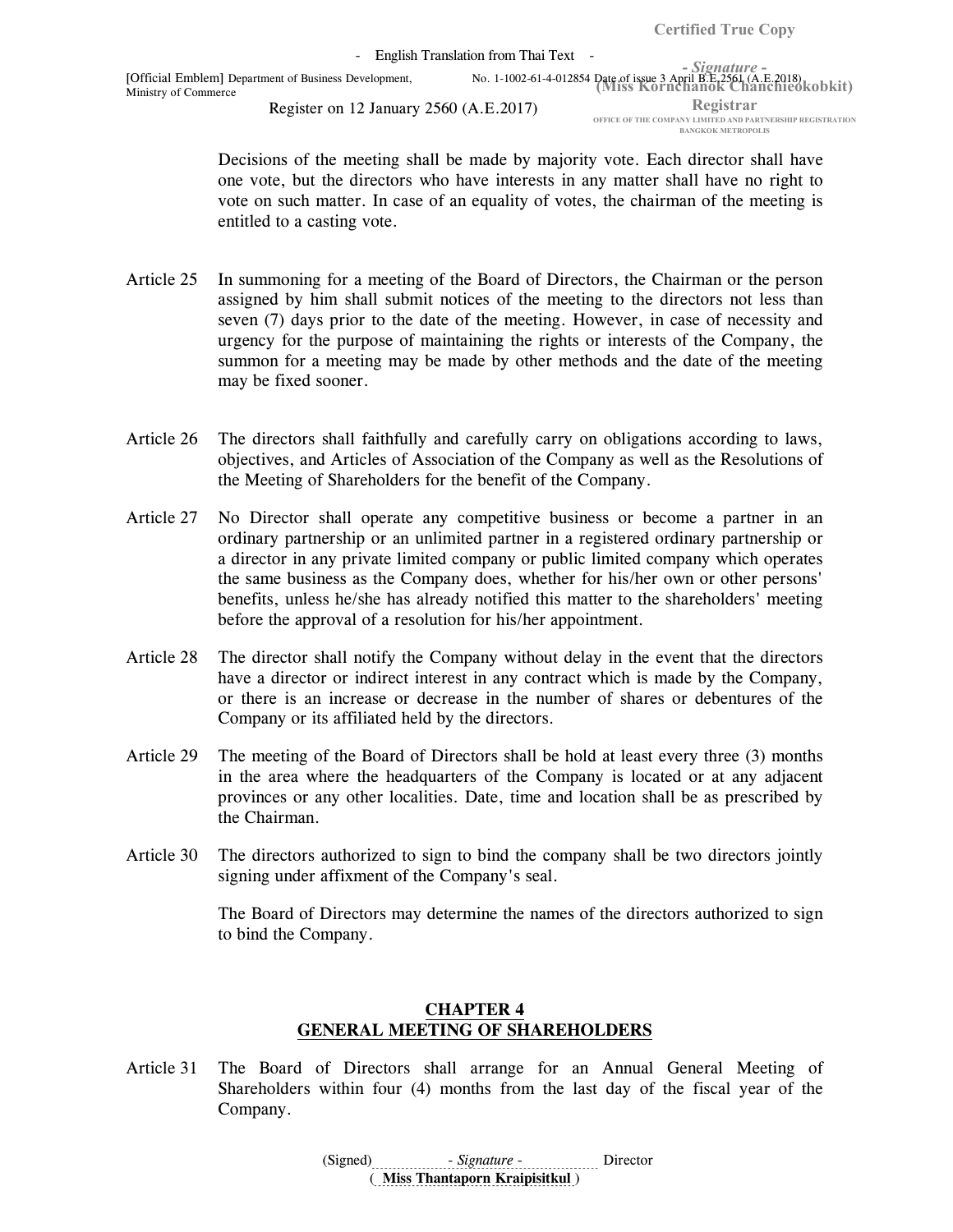Decisions of the meeting shall be made by majority vote. Each director shall have one vote, but the directors who have interests in any matter shall have no right to vote on such matter. In case of an equality of votes, the chairman of the meeting is entitled to a casting vote.

Article 25 In summoning for a meeting of the Board of Directors, the Chairman or the person assigned by him shall submit notices of the meeting to the directors not less than seven (7) days prior to the date of the meeting. However, in case of necessity and urgency for the purpose of maintaining the rights or interests of the Company, the summon for a meeting may be made by other methods and the date of the meeting may be fixed sooner.

Article 26 The directors shall faithfully and carefully carry on obligations according to laws, objectives, and Articles of Association of the Company as well as the Resolutions of the Meeting of Shareholders for the benefit of the Company.

Article 27 No Director shall operate any competitive business or become a partner in an ordinary partnership or an unlimited partner in a registered ordinary partnership or a director in any private limited company or public limited company which operates the same business as the Company does, whether for his/her own or other persons' benefits, unless he/she has already notified this matter to the shareholders' meeting before the approval of a resolution for his/her appointment.

Article 28 The director shall notify the Company without delay in the event that the directors have a director or indirect interest in any contract which is made by the Company, or there is an increase or decrease in the number of shares or debentures of the Company or its affiliated held by the directors.

Article 29 The meeting of the Board of Directors shall be hold at least every three (3) months in the area where the headquarters of the Company is located or at any adjacent provinces or any other localities. Date, time and location shall be as prescribed by the Chairman.

Article 30 The directors authorized to sign to bind the company shall be two directors jointly signing under affixment of the Company's seal.

The Board of Directors may determine the names of the directors authorized to sign to bind the Company.

## CHAPTER 4
## GENERAL MEETING OF SHAREHOLDERS

Article 31 The Board of Directors shall arrange for an Annual General Meeting of Shareholders within four (4) months from the last day of the fiscal year of the Company.

(Signed) - *Signature* - Director
( **Miss Thantaporn Kraipisitkul** )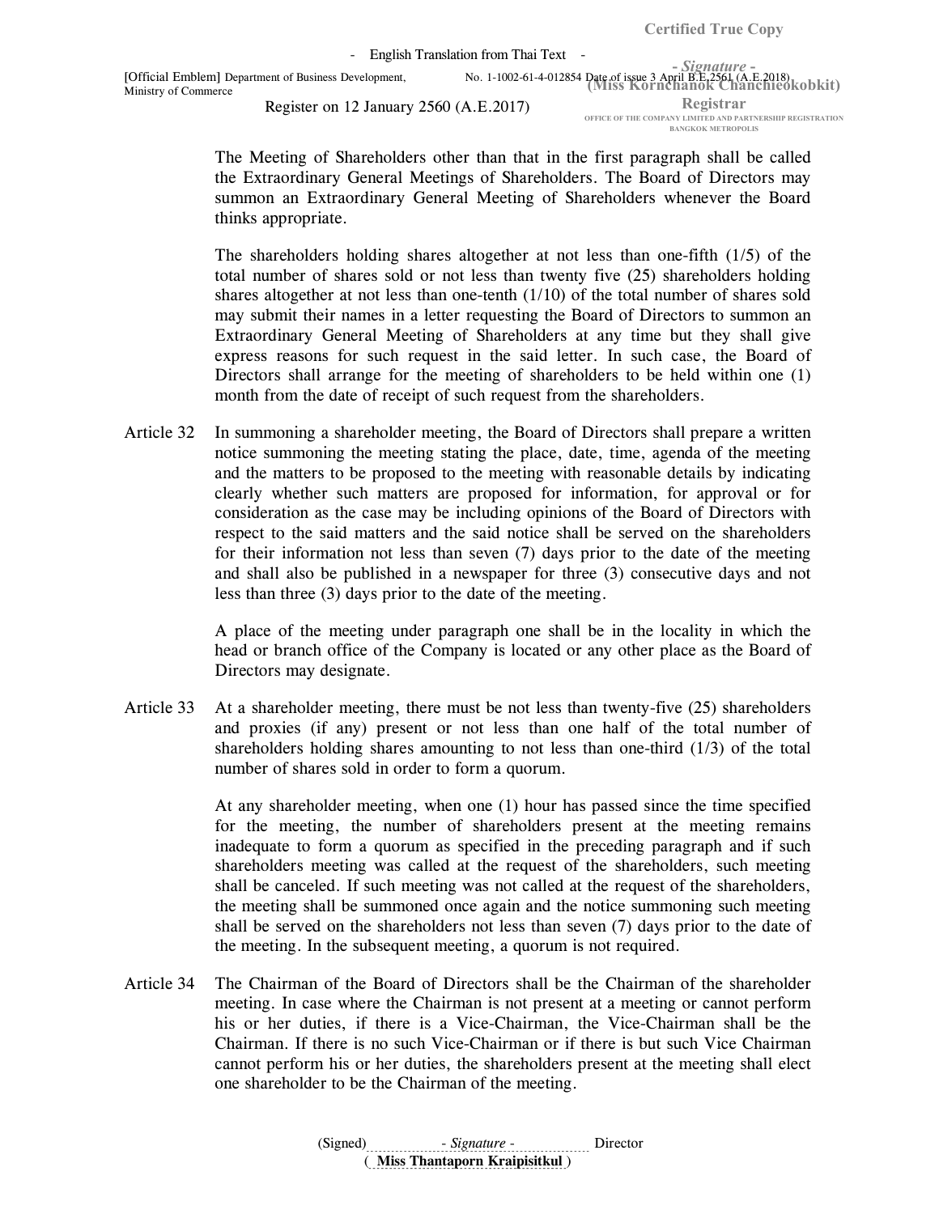The Meeting of Shareholders other than that in the first paragraph shall be called the Extraordinary General Meetings of Shareholders. The Board of Directors may summon an Extraordinary General Meeting of Shareholders whenever the Board thinks appropriate.

The shareholders holding shares altogether at not less than one-fifth (1/5) of the total number of shares sold or not less than twenty five (25) shareholders holding shares altogether at not less than one-tenth (1/10) of the total number of shares sold may submit their names in a letter requesting the Board of Directors to summon an Extraordinary General Meeting of Shareholders at any time but they shall give express reasons for such request in the said letter. In such case, the Board of Directors shall arrange for the meeting of shareholders to be held within one (1) month from the date of receipt of such request from the shareholders.

Article 32 In summoning a shareholder meeting, the Board of Directors shall prepare a written notice summoning the meeting stating the place, date, time, agenda of the meeting and the matters to be proposed to the meeting with reasonable details by indicating clearly whether such matters are proposed for information, for approval or for consideration as the case may be including opinions of the Board of Directors with respect to the said matters and the said notice shall be served on the shareholders for their information not less than seven (7) days prior to the date of the meeting and shall also be published in a newspaper for three (3) consecutive days and not less than three (3) days prior to the date of the meeting.

A place of the meeting under paragraph one shall be in the locality in which the head or branch office of the Company is located or any other place as the Board of Directors may designate.

Article 33 At a shareholder meeting, there must be not less than twenty-five (25) shareholders and proxies (if any) present or not less than one half of the total number of shareholders holding shares amounting to not less than one-third (1/3) of the total number of shares sold in order to form a quorum.

At any shareholder meeting, when one (1) hour has passed since the time specified for the meeting, the number of shareholders present at the meeting remains inadequate to form a quorum as specified in the preceding paragraph and if such shareholders meeting was called at the request of the shareholders, such meeting shall be canceled. If such meeting was not called at the request of the shareholders, the meeting shall be summoned once again and the notice summoning such meeting shall be served on the shareholders not less than seven (7) days prior to the date of the meeting. In the subsequent meeting, a quorum is not required.

Article 34 The Chairman of the Board of Directors shall be the Chairman of the shareholder meeting. In case where the Chairman is not present at a meeting or cannot perform his or her duties, if there is a Vice-Chairman, the Vice-Chairman shall be the Chairman. If there is no such Vice-Chairman or if there is but such Vice Chairman cannot perform his or her duties, the shareholders present at the meeting shall elect one shareholder to be the Chairman of the meeting.

(Signed) *- Signature -* Director
( **Miss Thantaporn Kraipisitkul** )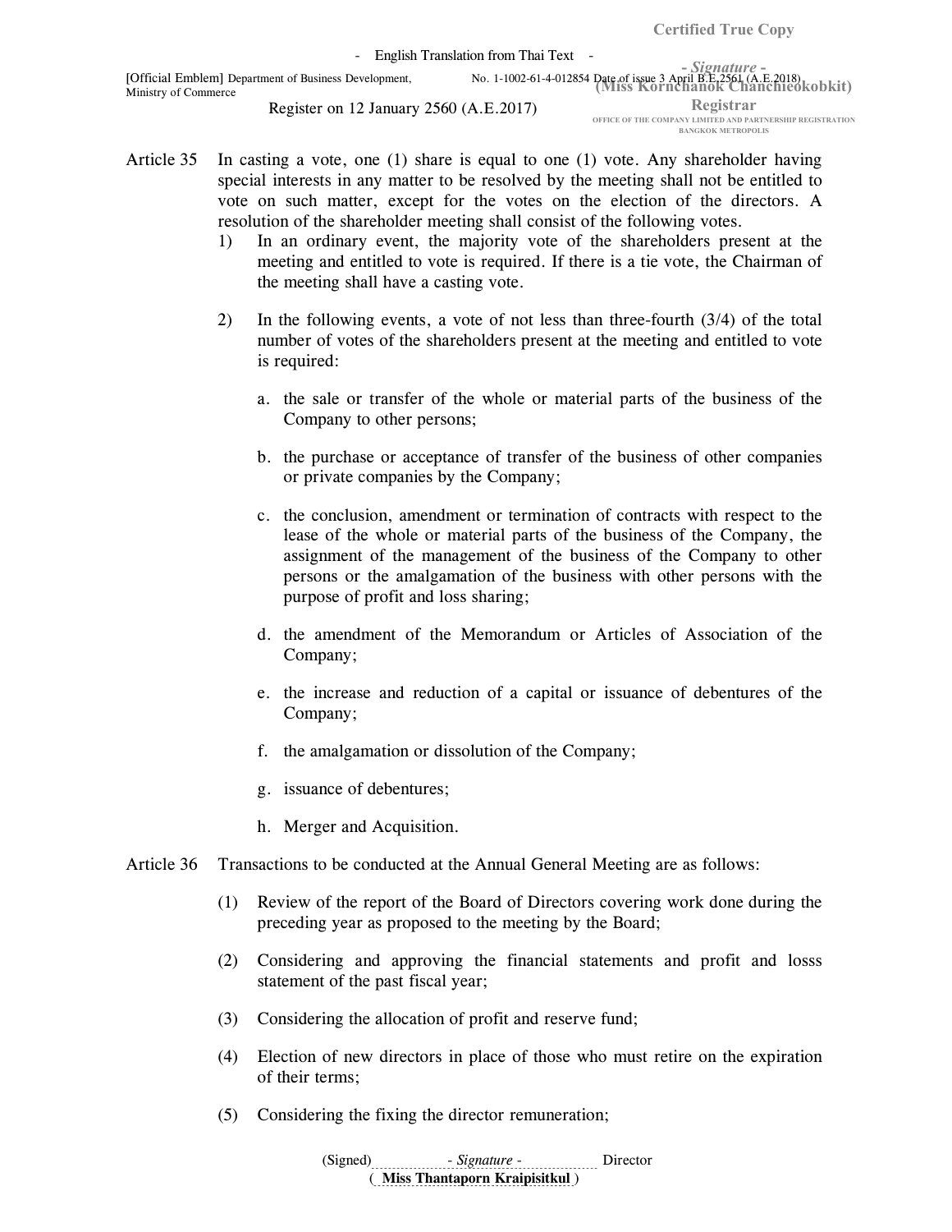Article 35 In casting a vote, one (1) share is equal to one (1) vote. Any shareholder having special interests in any matter to be resolved by the meeting shall not be entitled to vote on such matter, except for the votes on the election of the directors. A resolution of the shareholder meeting shall consist of the following votes.

1) In an ordinary event, the majority vote of the shareholders present at the meeting and entitled to vote is required. If there is a tie vote, the Chairman of the meeting shall have a casting vote.

2) In the following events, a vote of not less than three-fourth (3/4) of the total number of votes of the shareholders present at the meeting and entitled to vote is required:

   a. the sale or transfer of the whole or material parts of the business of the Company to other persons;

   b. the purchase or acceptance of transfer of the business of other companies or private companies by the Company;

   c. the conclusion, amendment or termination of contracts with respect to the lease of the whole or material parts of the business of the Company, the assignment of the management of the business of the Company to other persons or the amalgamation of the business with other persons with the purpose of profit and loss sharing;

   d. the amendment of the Memorandum or Articles of Association of the Company;

   e. the increase and reduction of a capital or issuance of debentures of the Company;

   f. the amalgamation or dissolution of the Company;

   g. issuance of debentures;

   h. Merger and Acquisition.

Article 36 Transactions to be conducted at the Annual General Meeting are as follows:

(1) Review of the report of the Board of Directors covering work done during the preceding year as proposed to the meeting by the Board;

(2) Considering and approving the financial statements and profit and losss statement of the past fiscal year;

(3) Considering the allocation of profit and reserve fund;

(4) Election of new directors in place of those who must retire on the expiration of their terms;

(5) Considering the fixing the director remuneration;

(Signed) - *Signature* - Director
( **Miss Thantaporn Kraipisitkul** )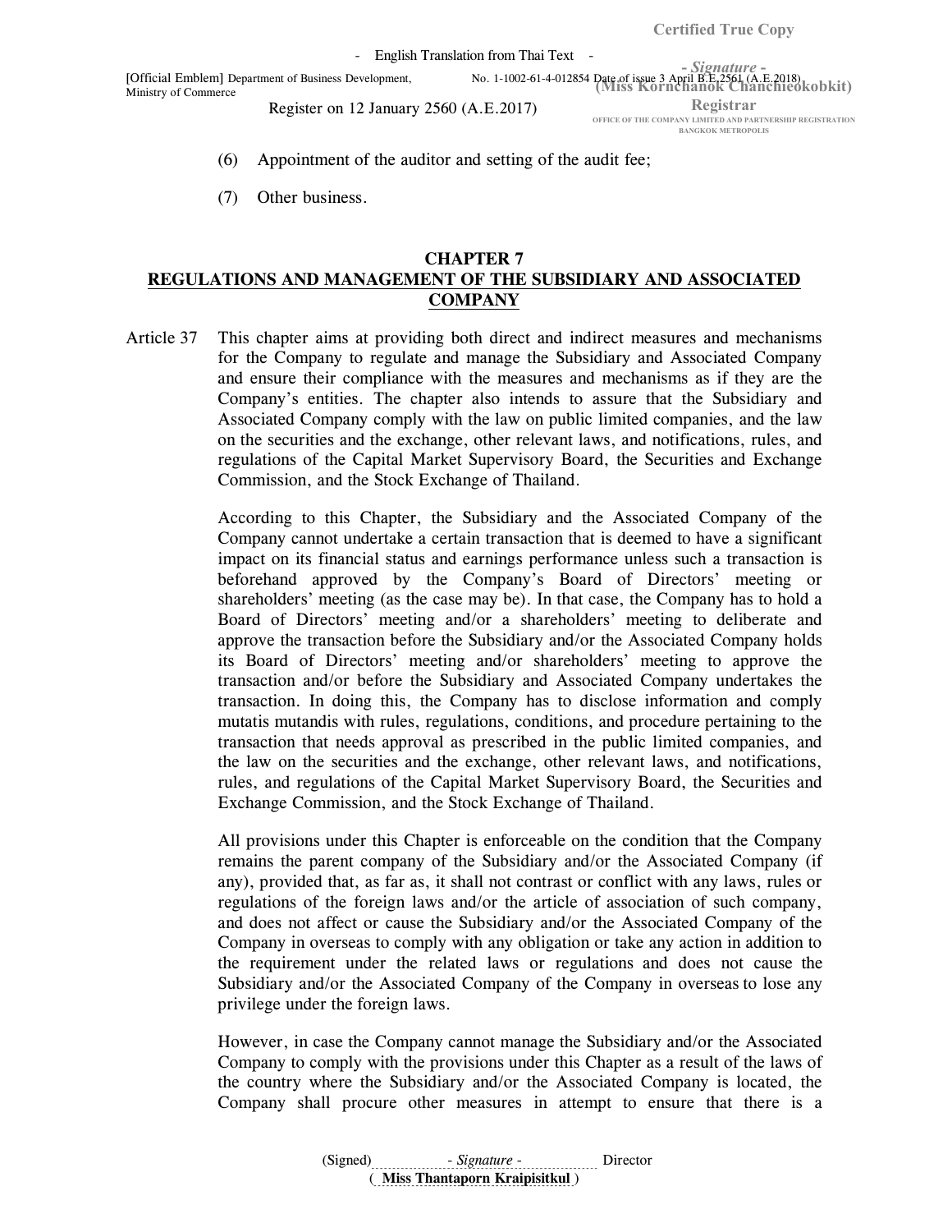(6) Appointment of the auditor and setting of the audit fee;

(7) Other business.

## CHAPTER 7
## REGULATIONS AND MANAGEMENT OF THE SUBSIDIARY AND ASSOCIATED COMPANY

Article 37 This chapter aims at providing both direct and indirect measures and mechanisms for the Company to regulate and manage the Subsidiary and Associated Company and ensure their compliance with the measures and mechanisms as if they are the Company's entities. The chapter also intends to assure that the Subsidiary and Associated Company comply with the law on public limited companies, and the law on the securities and the exchange, other relevant laws, and notifications, rules, and regulations of the Capital Market Supervisory Board, the Securities and Exchange Commission, and the Stock Exchange of Thailand.

According to this Chapter, the Subsidiary and the Associated Company of the Company cannot undertake a certain transaction that is deemed to have a significant impact on its financial status and earnings performance unless such a transaction is beforehand approved by the Company's Board of Directors' meeting or shareholders' meeting (as the case may be). In that case, the Company has to hold a Board of Directors' meeting and/or a shareholders' meeting to deliberate and approve the transaction before the Subsidiary and/or the Associated Company holds its Board of Directors' meeting and/or shareholders' meeting to approve the transaction and/or before the Subsidiary and Associated Company undertakes the transaction. In doing this, the Company has to disclose information and comply mutatis mutandis with rules, regulations, conditions, and procedure pertaining to the transaction that needs approval as prescribed in the public limited companies, and the law on the securities and the exchange, other relevant laws, and notifications, rules, and regulations of the Capital Market Supervisory Board, the Securities and Exchange Commission, and the Stock Exchange of Thailand.

All provisions under this Chapter is enforceable on the condition that the Company remains the parent company of the Subsidiary and/or the Associated Company (if any), provided that, as far as, it shall not contrast or conflict with any laws, rules or regulations of the foreign laws and/or the article of association of such company, and does not affect or cause the Subsidiary and/or the Associated Company of the Company in overseas to comply with any obligation or take any action in addition to the requirement under the related laws or regulations and does not cause the Subsidiary and/or the Associated Company of the Company in overseas to lose any privilege under the foreign laws.

However, in case the Company cannot manage the Subsidiary and/or the Associated Company to comply with the provisions under this Chapter as a result of the laws of the country where the Subsidiary and/or the Associated Company is located, the Company shall procure other measures in attempt to ensure that there is a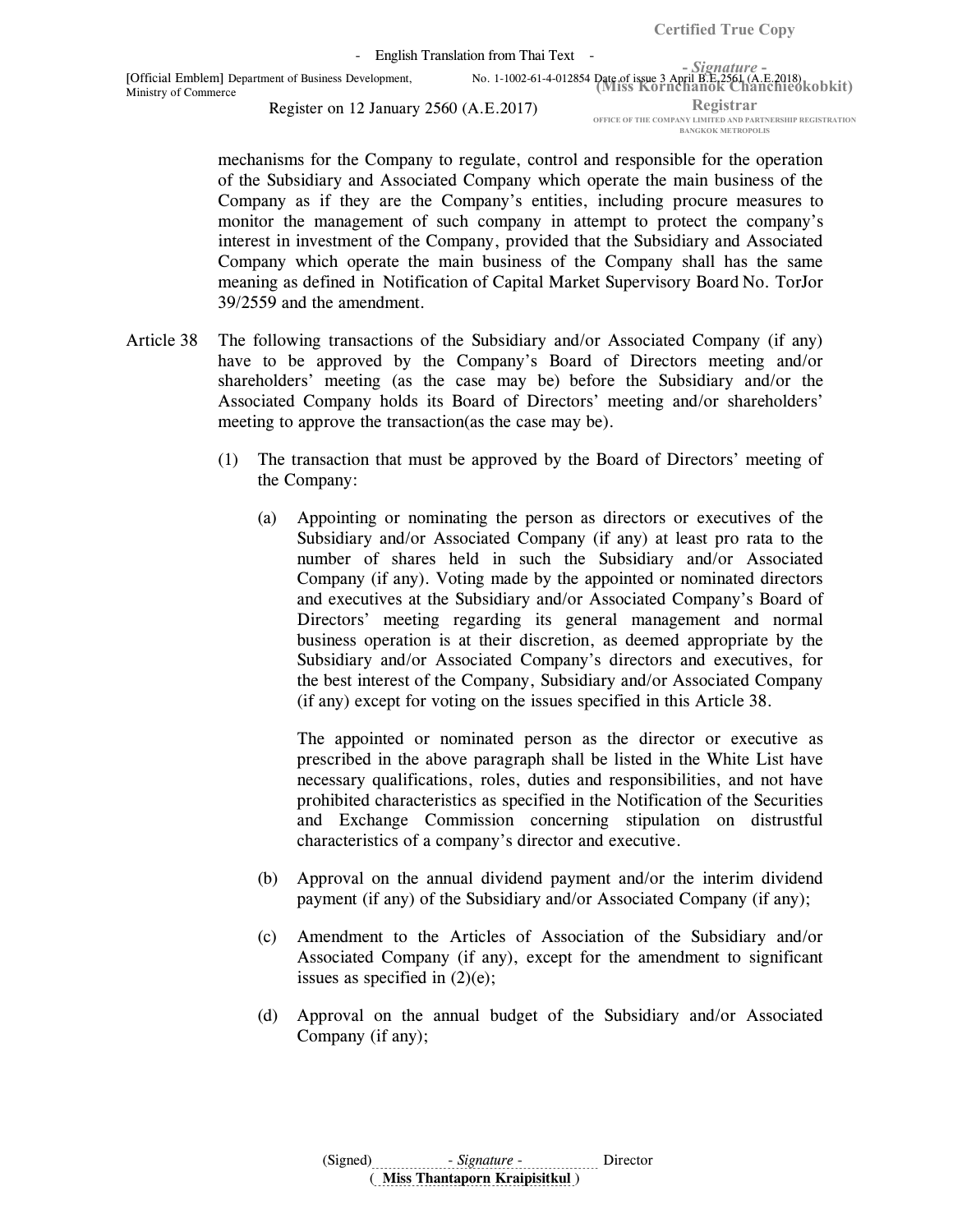mechanisms for the Company to regulate, control and responsible for the operation of the Subsidiary and Associated Company which operate the main business of the Company as if they are the Company's entities, including procure measures to monitor the management of such company in attempt to protect the company's interest in investment of the Company, provided that the Subsidiary and Associated Company which operate the main business of the Company shall has the same meaning as defined in Notification of Capital Market Supervisory Board No. TorJor 39/2559 and the amendment.

Article 38 The following transactions of the Subsidiary and/or Associated Company (if any) have to be approved by the Company's Board of Directors meeting and/or shareholders' meeting (as the case may be) before the Subsidiary and/or the Associated Company holds its Board of Directors' meeting and/or shareholders' meeting to approve the transaction(as the case may be).

(1) The transaction that must be approved by the Board of Directors' meeting of the Company:

(a) Appointing or nominating the person as directors or executives of the Subsidiary and/or Associated Company (if any) at least pro rata to the number of shares held in such the Subsidiary and/or Associated Company (if any). Voting made by the appointed or nominated directors and executives at the Subsidiary and/or Associated Company's Board of Directors' meeting regarding its general management and normal business operation is at their discretion, as deemed appropriate by the Subsidiary and/or Associated Company's directors and executives, for the best interest of the Company, Subsidiary and/or Associated Company (if any) except for voting on the issues specified in this Article 38.

The appointed or nominated person as the director or executive as prescribed in the above paragraph shall be listed in the White List have necessary qualifications, roles, duties and responsibilities, and not have prohibited characteristics as specified in the Notification of the Securities and Exchange Commission concerning stipulation on distrustful characteristics of a company's director and executive.

(b) Approval on the annual dividend payment and/or the interim dividend payment (if any) of the Subsidiary and/or Associated Company (if any);

(c) Amendment to the Articles of Association of the Subsidiary and/or Associated Company (if any), except for the amendment to significant issues as specified in (2)(e);

(d) Approval on the annual budget of the Subsidiary and/or Associated Company (if any);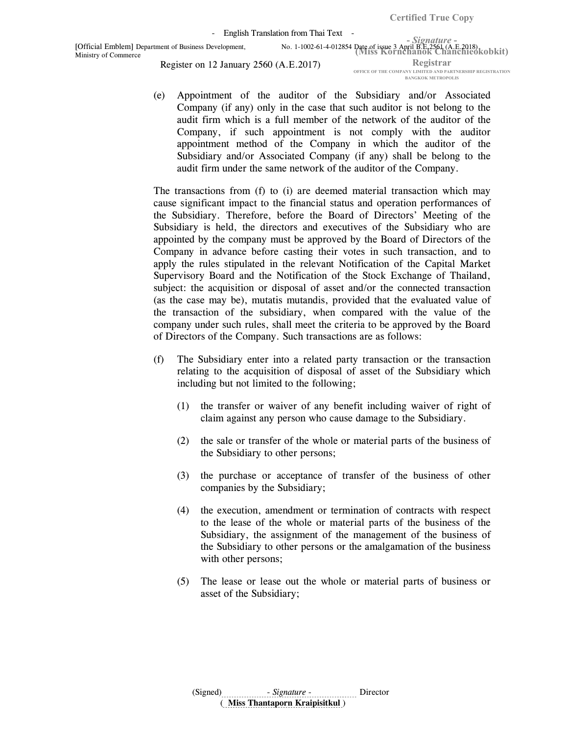(e) Appointment of the auditor of the Subsidiary and/or Associated Company (if any) only in the case that such auditor is not belong to the audit firm which is a full member of the network of the auditor of the Company, if such appointment is not comply with the auditor appointment method of the Company in which the auditor of the Subsidiary and/or Associated Company (if any) shall be belong to the audit firm under the same network of the auditor of the Company.

The transactions from (f) to (i) are deemed material transaction which may cause significant impact to the financial status and operation performances of the Subsidiary. Therefore, before the Board of Directors' Meeting of the Subsidiary is held, the directors and executives of the Subsidiary who are appointed by the company must be approved by the Board of Directors of the Company in advance before casting their votes in such transaction, and to apply the rules stipulated in the relevant Notification of the Capital Market Supervisory Board and the Notification of the Stock Exchange of Thailand, subject: the acquisition or disposal of asset and/or the connected transaction (as the case may be), mutatis mutandis, provided that the evaluated value of the transaction of the subsidiary, when compared with the value of the company under such rules, shall meet the criteria to be approved by the Board of Directors of the Company. Such transactions are as follows:

(f) The Subsidiary enter into a related party transaction or the transaction relating to the acquisition of disposal of asset of the Subsidiary which including but not limited to the following;

(1) the transfer or waiver of any benefit including waiver of right of claim against any person who cause damage to the Subsidiary.

(2) the sale or transfer of the whole or material parts of the business of the Subsidiary to other persons;

(3) the purchase or acceptance of transfer of the business of other companies by the Subsidiary;

(4) the execution, amendment or termination of contracts with respect to the lease of the whole or material parts of the business of the Subsidiary, the assignment of the management of the business of the Subsidiary to other persons or the amalgamation of the business with other persons;

(5) The lease or lease out the whole or material parts of business or asset of the Subsidiary;

(Signed) - *Signature* - Director
( **Miss Thantaporn Kraipisitkul** )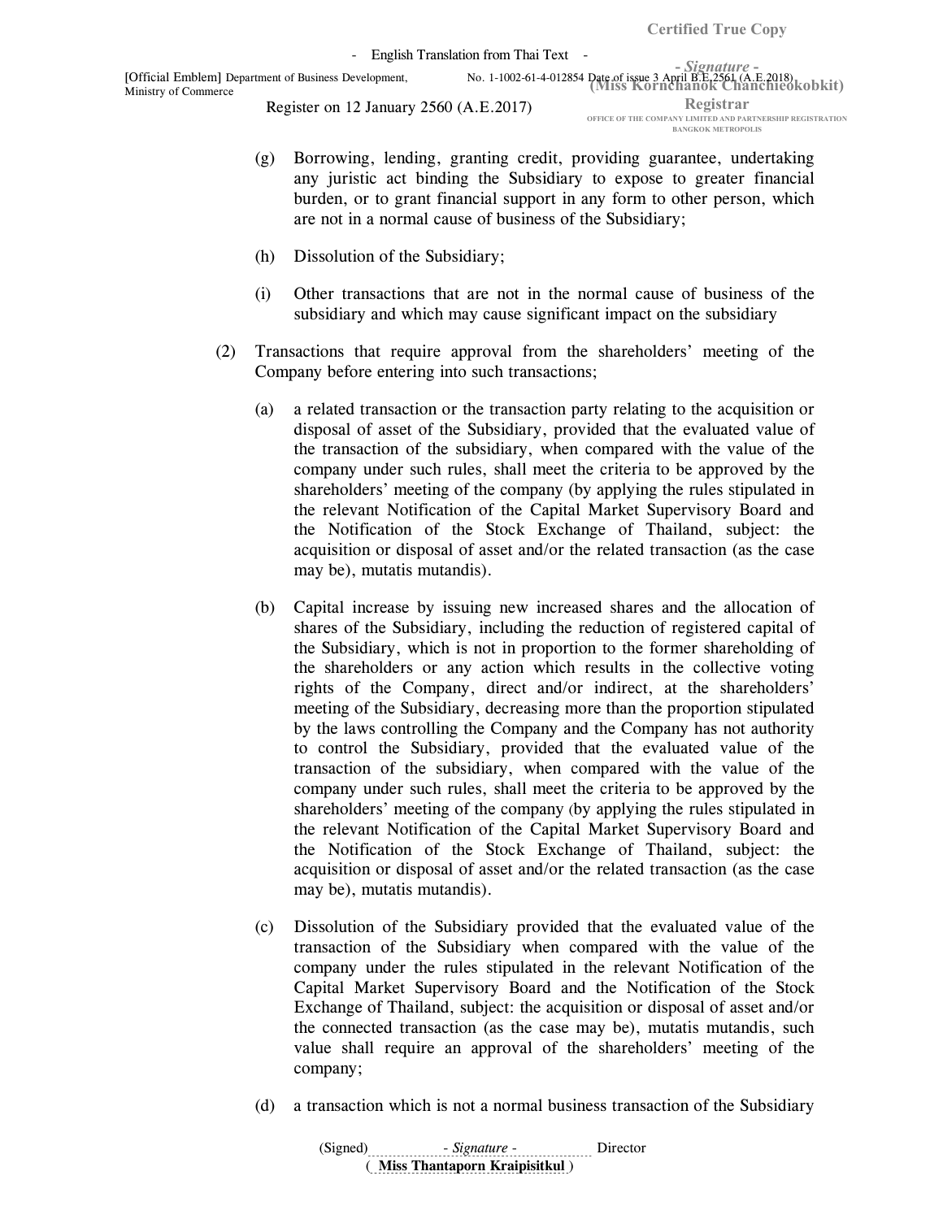(g) Borrowing, lending, granting credit, providing guarantee, undertaking any juristic act binding the Subsidiary to expose to greater financial burden, or to grant financial support in any form to other person, which are not in a normal cause of business of the Subsidiary;

(h) Dissolution of the Subsidiary;

(i) Other transactions that are not in the normal cause of business of the subsidiary and which may cause significant impact on the subsidiary

(2) Transactions that require approval from the shareholders' meeting of the Company before entering into such transactions;

(a) a related transaction or the transaction party relating to the acquisition or disposal of asset of the Subsidiary, provided that the evaluated value of the transaction of the subsidiary, when compared with the value of the company under such rules, shall meet the criteria to be approved by the shareholders' meeting of the company (by applying the rules stipulated in the relevant Notification of the Capital Market Supervisory Board and the Notification of the Stock Exchange of Thailand, subject: the acquisition or disposal of asset and/or the related transaction (as the case may be), mutatis mutandis).

(b) Capital increase by issuing new increased shares and the allocation of shares of the Subsidiary, including the reduction of registered capital of the Subsidiary, which is not in proportion to the former shareholding of the shareholders or any action which results in the collective voting rights of the Company, direct and/or indirect, at the shareholders' meeting of the Subsidiary, decreasing more than the proportion stipulated by the laws controlling the Company and the Company has not authority to control the Subsidiary, provided that the evaluated value of the transaction of the subsidiary, when compared with the value of the company under such rules, shall meet the criteria to be approved by the shareholders' meeting of the company (by applying the rules stipulated in the relevant Notification of the Capital Market Supervisory Board and the Notification of the Stock Exchange of Thailand, subject: the acquisition or disposal of asset and/or the related transaction (as the case may be), mutatis mutandis).

(c) Dissolution of the Subsidiary provided that the evaluated value of the transaction of the Subsidiary when compared with the value of the company under the rules stipulated in the relevant Notification of the Capital Market Supervisory Board and the Notification of the Stock Exchange of Thailand, subject: the acquisition or disposal of asset and/or the connected transaction (as the case may be), mutatis mutandis, such value shall require an approval of the shareholders' meeting of the company;

(d) a transaction which is not a normal business transaction of the Subsidiary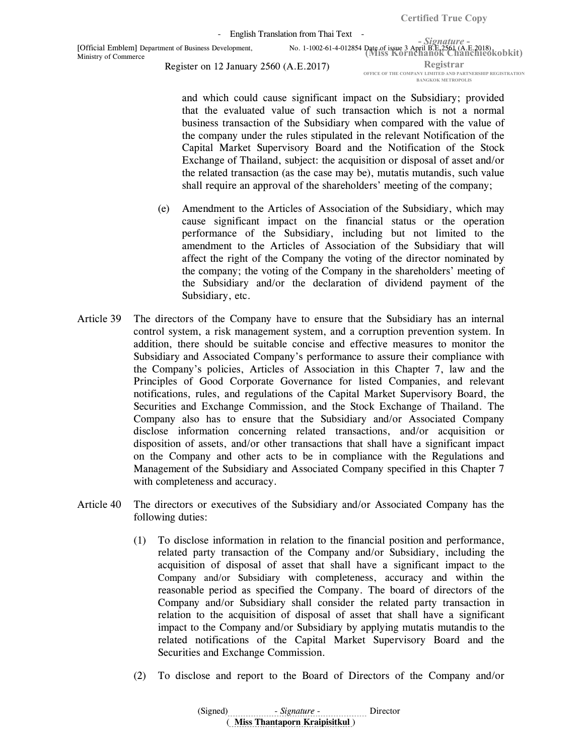and which could cause significant impact on the Subsidiary; provided that the evaluated value of such transaction which is not a normal business transaction of the Subsidiary when compared with the value of the company under the rules stipulated in the relevant Notification of the Capital Market Supervisory Board and the Notification of the Stock Exchange of Thailand, subject: the acquisition or disposal of asset and/or the related transaction (as the case may be), mutatis mutandis, such value shall require an approval of the shareholders' meeting of the company;

(e) Amendment to the Articles of Association of the Subsidiary, which may cause significant impact on the financial status or the operation performance of the Subsidiary, including but not limited to the amendment to the Articles of Association of the Subsidiary that will affect the right of the Company the voting of the director nominated by the company; the voting of the Company in the shareholders' meeting of the Subsidiary and/or the declaration of dividend payment of the Subsidiary, etc.

Article 39 The directors of the Company have to ensure that the Subsidiary has an internal control system, a risk management system, and a corruption prevention system. In addition, there should be suitable concise and effective measures to monitor the Subsidiary and Associated Company's performance to assure their compliance with the Company's policies, Articles of Association in this Chapter 7, law and the Principles of Good Corporate Governance for listed Companies, and relevant notifications, rules, and regulations of the Capital Market Supervisory Board, the Securities and Exchange Commission, and the Stock Exchange of Thailand. The Company also has to ensure that the Subsidiary and/or Associated Company disclose information concerning related transactions, and/or acquisition or disposition of assets, and/or other transactions that shall have a significant impact on the Company and other acts to be in compliance with the Regulations and Management of the Subsidiary and Associated Company specified in this Chapter 7 with completeness and accuracy.

Article 40 The directors or executives of the Subsidiary and/or Associated Company has the following duties:

(1) To disclose information in relation to the financial position and performance, related party transaction of the Company and/or Subsidiary, including the acquisition of disposal of asset that shall have a significant impact to the Company and/or Subsidiary with completeness, accuracy and within the reasonable period as specified the Company. The board of directors of the Company and/or Subsidiary shall consider the related party transaction in relation to the acquisition of disposal of asset that shall have a significant impact to the Company and/or Subsidiary by applying mutatis mutandis to the related notifications of the Capital Market Supervisory Board and the Securities and Exchange Commission.

(2) To disclose and report to the Board of Directors of the Company and/or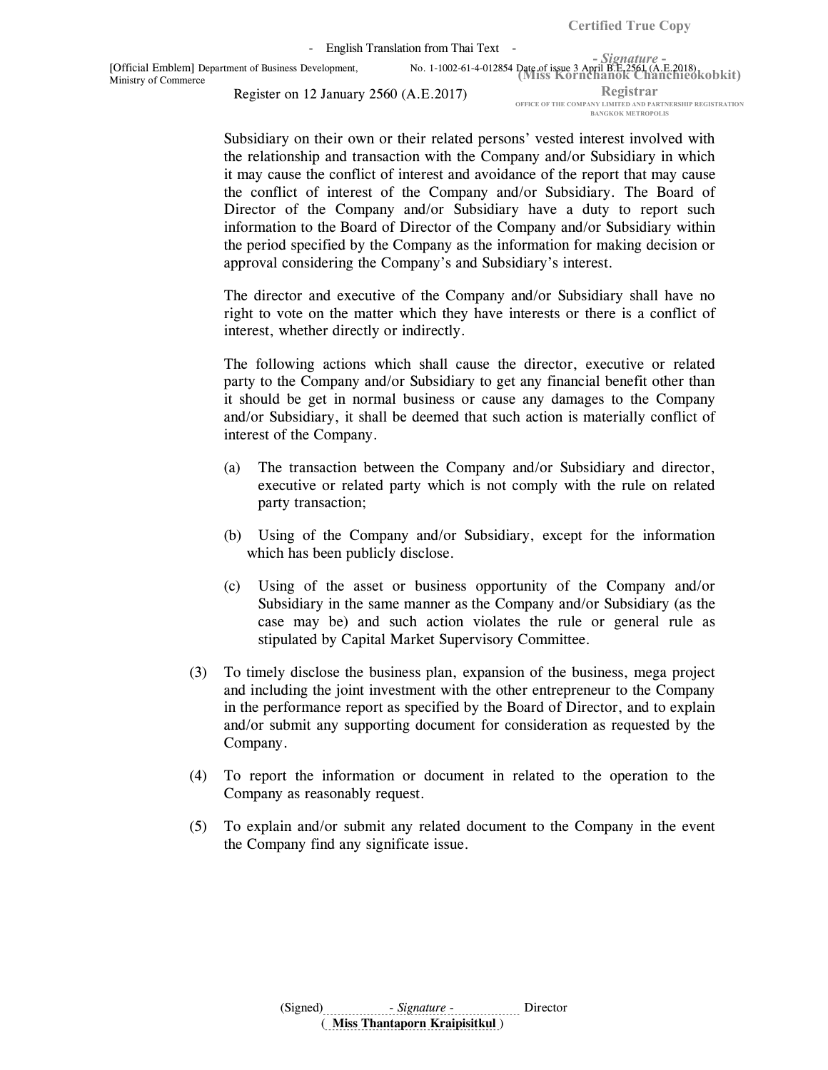Subsidiary on their own or their related persons' vested interest involved with the relationship and transaction with the Company and/or Subsidiary in which it may cause the conflict of interest and avoidance of the report that may cause the conflict of interest of the Company and/or Subsidiary. The Board of Director of the Company and/or Subsidiary have a duty to report such information to the Board of Director of the Company and/or Subsidiary within the period specified by the Company as the information for making decision or approval considering the Company's and Subsidiary's interest.

The director and executive of the Company and/or Subsidiary shall have no right to vote on the matter which they have interests or there is a conflict of interest, whether directly or indirectly.

The following actions which shall cause the director, executive or related party to the Company and/or Subsidiary to get any financial benefit other than it should be get in normal business or cause any damages to the Company and/or Subsidiary, it shall be deemed that such action is materially conflict of interest of the Company.

(a) The transaction between the Company and/or Subsidiary and director, executive or related party which is not comply with the rule on related party transaction;

(b) Using of the Company and/or Subsidiary, except for the information which has been publicly disclose.

(c) Using of the asset or business opportunity of the Company and/or Subsidiary in the same manner as the Company and/or Subsidiary (as the case may be) and such action violates the rule or general rule as stipulated by Capital Market Supervisory Committee.

(3) To timely disclose the business plan, expansion of the business, mega project and including the joint investment with the other entrepreneur to the Company in the performance report as specified by the Board of Director, and to explain and/or submit any supporting document for consideration as requested by the Company.

(4) To report the information or document in related to the operation to the Company as reasonably request.

(5) To explain and/or submit any related document to the Company in the event the Company find any significate issue.

(Signed) - *Signature* - Director
( **Miss Thantaporn Kraipisitkul** )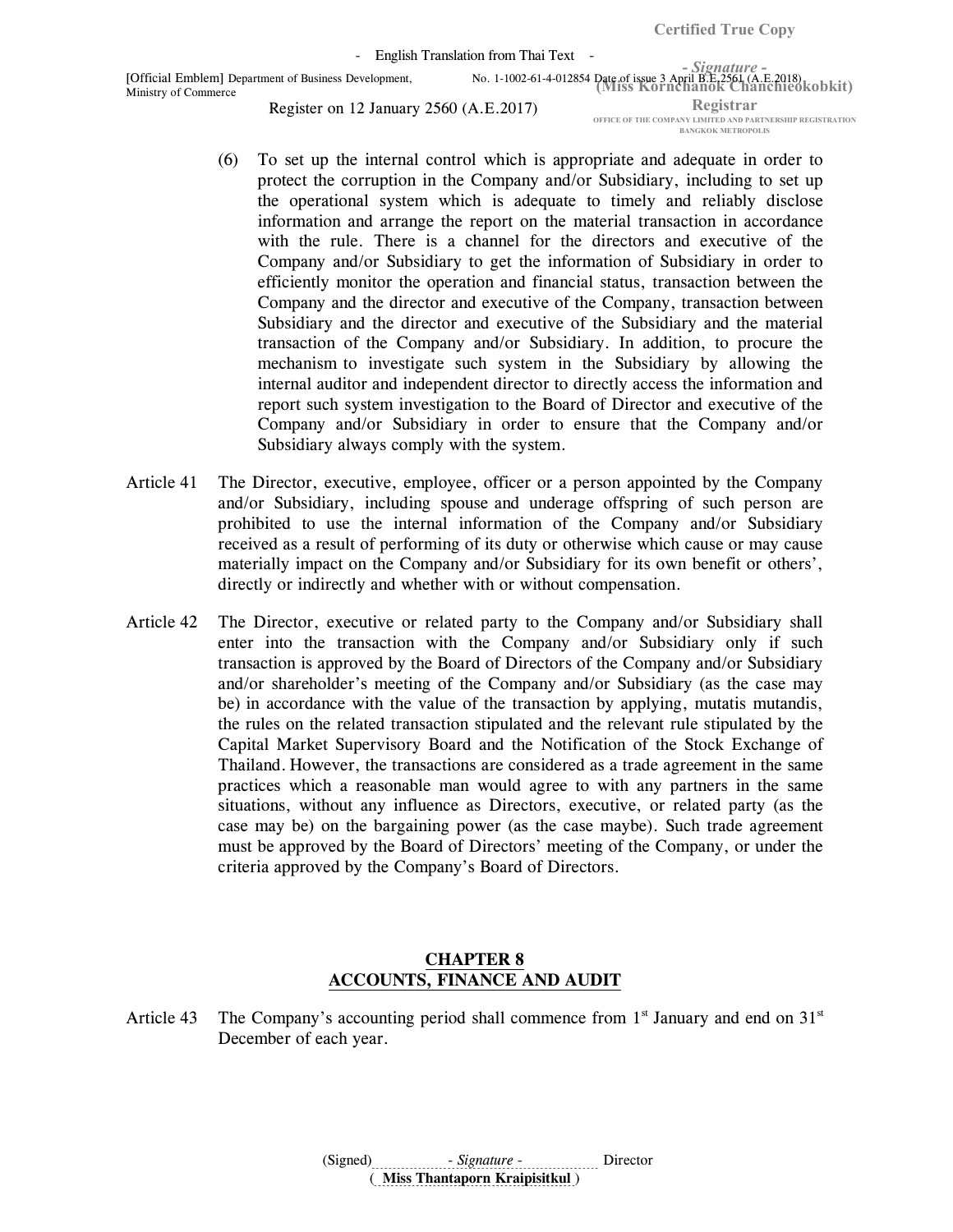(6) To set up the internal control which is appropriate and adequate in order to protect the corruption in the Company and/or Subsidiary, including to set up the operational system which is adequate to timely and reliably disclose information and arrange the report on the material transaction in accordance with the rule. There is a channel for the directors and executive of the Company and/or Subsidiary to get the information of Subsidiary in order to efficiently monitor the operation and financial status, transaction between the Company and the director and executive of the Company, transaction between Subsidiary and the director and executive of the Subsidiary and the material transaction of the Company and/or Subsidiary. In addition, to procure the mechanism to investigate such system in the Subsidiary by allowing the internal auditor and independent director to directly access the information and report such system investigation to the Board of Director and executive of the Company and/or Subsidiary in order to ensure that the Company and/or Subsidiary always comply with the system.

Article 41 The Director, executive, employee, officer or a person appointed by the Company and/or Subsidiary, including spouse and underage offspring of such person are prohibited to use the internal information of the Company and/or Subsidiary received as a result of performing of its duty or otherwise which cause or may cause materially impact on the Company and/or Subsidiary for its own benefit or others', directly or indirectly and whether with or without compensation.

Article 42 The Director, executive or related party to the Company and/or Subsidiary shall enter into the transaction with the Company and/or Subsidiary only if such transaction is approved by the Board of Directors of the Company and/or Subsidiary and/or shareholder's meeting of the Company and/or Subsidiary (as the case may be) in accordance with the value of the transaction by applying, mutatis mutandis, the rules on the related transaction stipulated and the relevant rule stipulated by the Capital Market Supervisory Board and the Notification of the Stock Exchange of Thailand. However, the transactions are considered as a trade agreement in the same practices which a reasonable man would agree to with any partners in the same situations, without any influence as Directors, executive, or related party (as the case may be) on the bargaining power (as the case maybe). Such trade agreement must be approved by the Board of Directors' meeting of the Company, or under the criteria approved by the Company's Board of Directors.

## CHAPTER 8
## ACCOUNTS, FINANCE AND AUDIT

Article 43 The Company's accounting period shall commence from 1st January and end on 31st December of each year.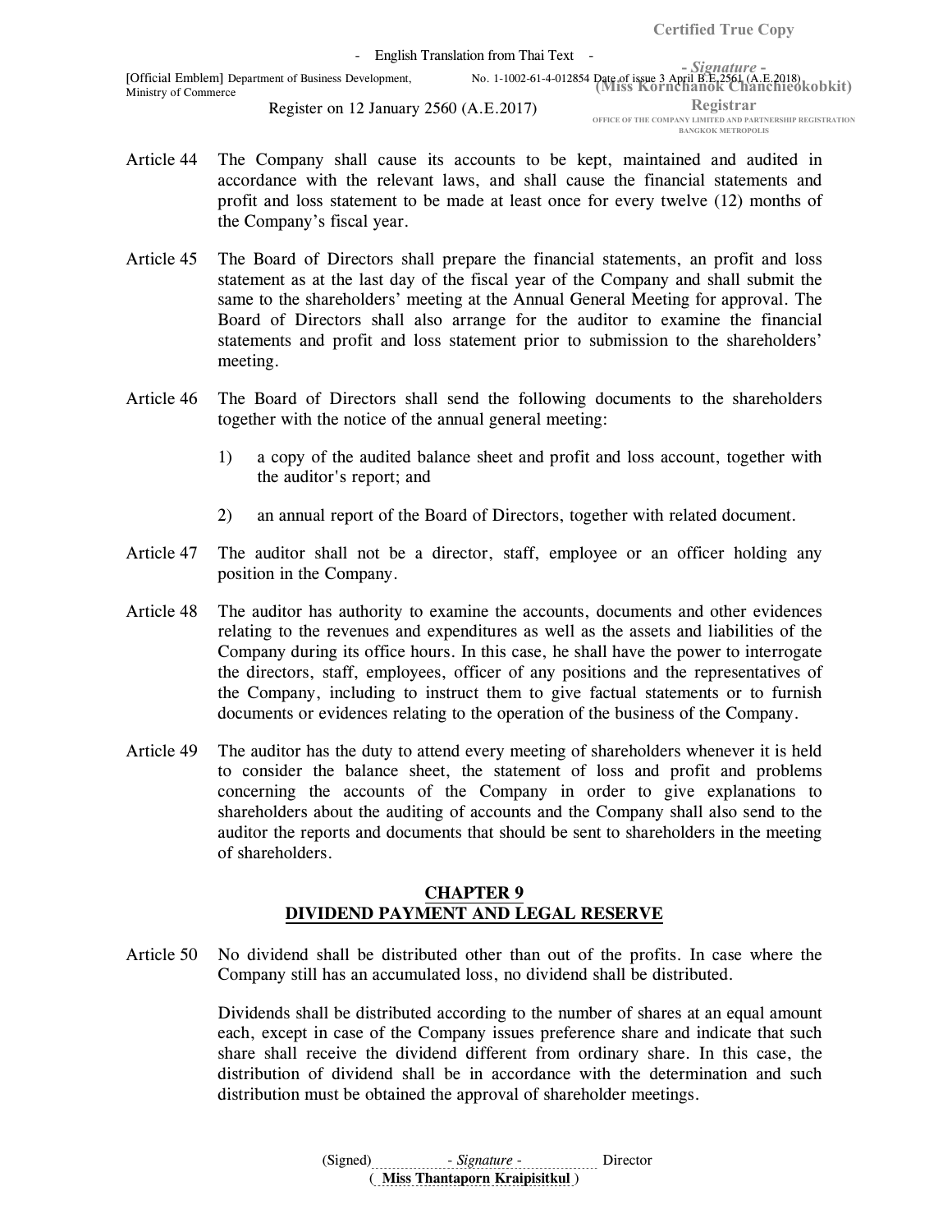Article 44 The Company shall cause its accounts to be kept, maintained and audited in accordance with the relevant laws, and shall cause the financial statements and profit and loss statement to be made at least once for every twelve (12) months of the Company's fiscal year.

Article 45 The Board of Directors shall prepare the financial statements, an profit and loss statement as at the last day of the fiscal year of the Company and shall submit the same to the shareholders' meeting at the Annual General Meeting for approval. The Board of Directors shall also arrange for the auditor to examine the financial statements and profit and loss statement prior to submission to the shareholders' meeting.

Article 46 The Board of Directors shall send the following documents to the shareholders together with the notice of the annual general meeting:

1) a copy of the audited balance sheet and profit and loss account, together with the auditor's report; and

2) an annual report of the Board of Directors, together with related document.

Article 47 The auditor shall not be a director, staff, employee or an officer holding any position in the Company.

Article 48 The auditor has authority to examine the accounts, documents and other evidences relating to the revenues and expenditures as well as the assets and liabilities of the Company during its office hours. In this case, he shall have the power to interrogate the directors, staff, employees, officer of any positions and the representatives of the Company, including to instruct them to give factual statements or to furnish documents or evidences relating to the operation of the business of the Company.

Article 49 The auditor has the duty to attend every meeting of shareholders whenever it is held to consider the balance sheet, the statement of loss and profit and problems concerning the accounts of the Company in order to give explanations to shareholders about the auditing of accounts and the Company shall also send to the auditor the reports and documents that should be sent to shareholders in the meeting of shareholders.

## CHAPTER 9
## DIVIDEND PAYMENT AND LEGAL RESERVE

Article 50 No dividend shall be distributed other than out of the profits. In case where the Company still has an accumulated loss, no dividend shall be distributed.

Dividends shall be distributed according to the number of shares at an equal amount each, except in case of the Company issues preference share and indicate that such share shall receive the dividend different from ordinary share. In this case, the distribution of dividend shall be in accordance with the determination and such distribution must be obtained the approval of shareholder meetings.

(Signed) - *Signature* - Director
( **Miss Thantaporn Kraipisitkul** )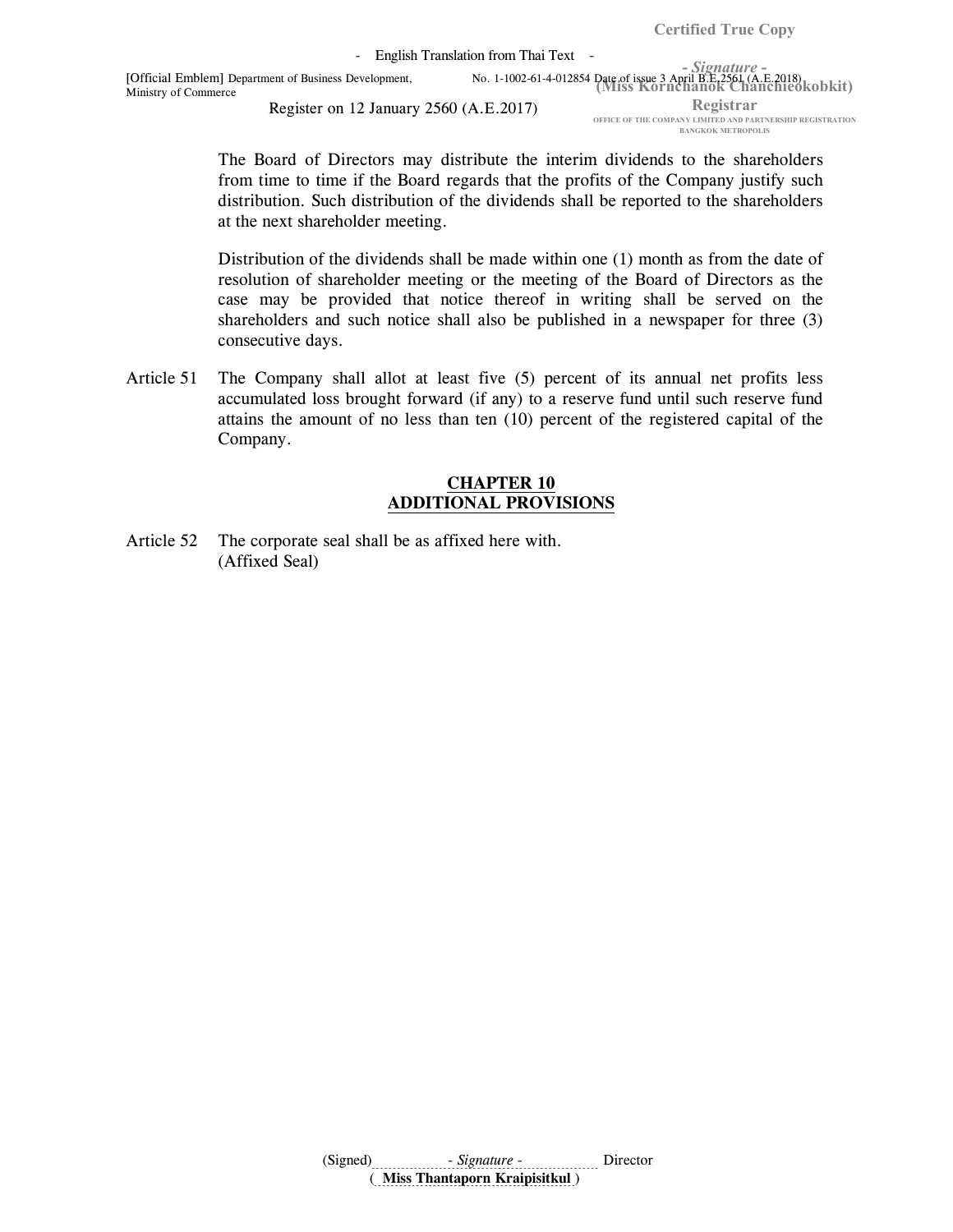The Board of Directors may distribute the interim dividends to the shareholders from time to time if the Board regards that the profits of the Company justify such distribution. Such distribution of the dividends shall be reported to the shareholders at the next shareholder meeting.

Distribution of the dividends shall be made within one (1) month as from the date of resolution of shareholder meeting or the meeting of the Board of Directors as the case may be provided that notice thereof in writing shall be served on the shareholders and such notice shall also be published in a newspaper for three (3) consecutive days.

Article 51 The Company shall allot at least five (5) percent of its annual net profits less accumulated loss brought forward (if any) to a reserve fund until such reserve fund attains the amount of no less than ten (10) percent of the registered capital of the Company.

## CHAPTER 10
## ADDITIONAL PROVISIONS

Article 52 The corporate seal shall be as affixed here with.
(Affixed Seal)

(Signed) *- Signature -* Director
( **Miss Thantaporn Kraipisitkul** )